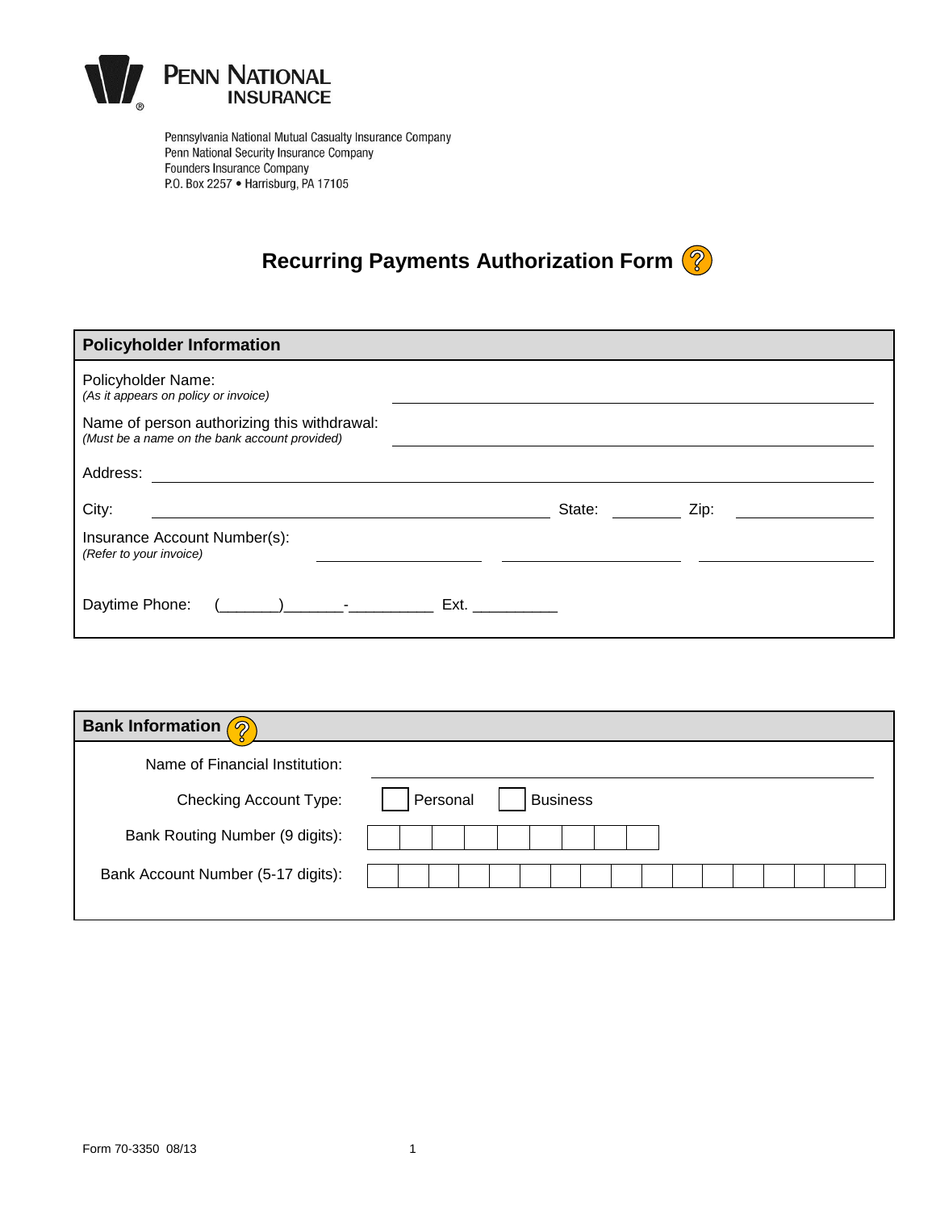**PENN NATIONAL INSURANCE**

Pennsylvania National Mutual Casualty Insurance Company
Penn National Security Insurance Company
Founders Insurance Company
P.O. Box 2257 • Harrisburg, PA 17105

# Recurring Payments Authorization Form

## Policyholder Information

Policyholder Name: ______________________________
*(As it appears on policy or invoice)*

Name of person authorizing this withdrawal: ______________________________
*(Must be a name on the bank account provided)*

Address: ______________________________

City: ______________________________ State: ________ Zip: ______________

Insurance Account Number(s): ______________ ______________ ______________
*(Refer to your invoice)*

Daytime Phone: (_______)_______-__________ Ext. __________

## Bank Information

Name of Financial Institution: ______________________________

Checking Account Type: ☐ Personal ☐ Business

Bank Routing Number (9 digits): | | | | | | | | | |

Bank Account Number (5-17 digits): | | | | | | | | | | | | | | | | | |

Form 70-3350 08/13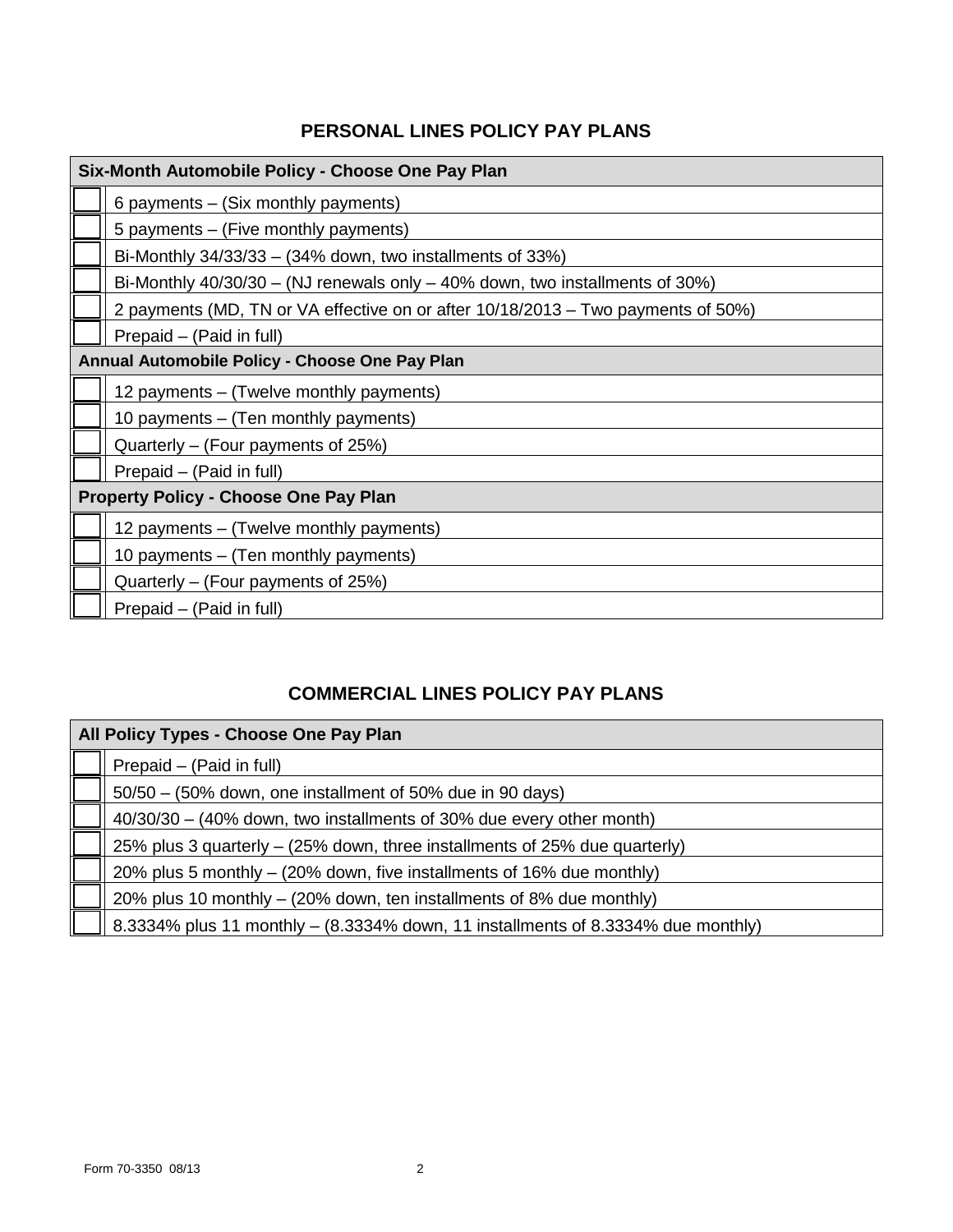## PERSONAL LINES POLICY PAY PLANS

| Six-Month Automobile Policy - Choose One Pay Plan | |
|---|---|
| ☐ | 6 payments – (Six monthly payments) |
| ☐ | 5 payments – (Five monthly payments) |
| ☐ | Bi-Monthly 34/33/33 – (34% down, two installments of 33%) |
| ☐ | Bi-Monthly 40/30/30 – (NJ renewals only – 40% down, two installments of 30%) |
| ☐ | 2 payments (MD, TN or VA effective on or after 10/18/2013 – Two payments of 50%) |
| ☐ | Prepaid – (Paid in full) |
| **Annual Automobile Policy - Choose One Pay Plan** | |
| ☐ | 12 payments – (Twelve monthly payments) |
| ☐ | 10 payments – (Ten monthly payments) |
| ☐ | Quarterly – (Four payments of 25%) |
| ☐ | Prepaid – (Paid in full) |
| **Property Policy - Choose One Pay Plan** | |
| ☐ | 12 payments – (Twelve monthly payments) |
| ☐ | 10 payments – (Ten monthly payments) |
| ☐ | Quarterly – (Four payments of 25%) |
| ☐ | Prepaid – (Paid in full) |

## COMMERCIAL LINES POLICY PAY PLANS

| All Policy Types - Choose One Pay Plan | |
|---|---|
| ☐ | Prepaid – (Paid in full) |
| ☐ | 50/50 – (50% down, one installment of 50% due in 90 days) |
| ☐ | 40/30/30 – (40% down, two installments of 30% due every other month) |
| ☐ | 25% plus 3 quarterly – (25% down, three installments of 25% due quarterly) |
| ☐ | 20% plus 5 monthly – (20% down, five installments of 16% due monthly) |
| ☐ | 20% plus 10 monthly – (20% down, ten installments of 8% due monthly) |
| ☐ | 8.3334% plus 11 monthly – (8.3334% down, 11 installments of 8.3334% due monthly) |

Form 70-3350 08/13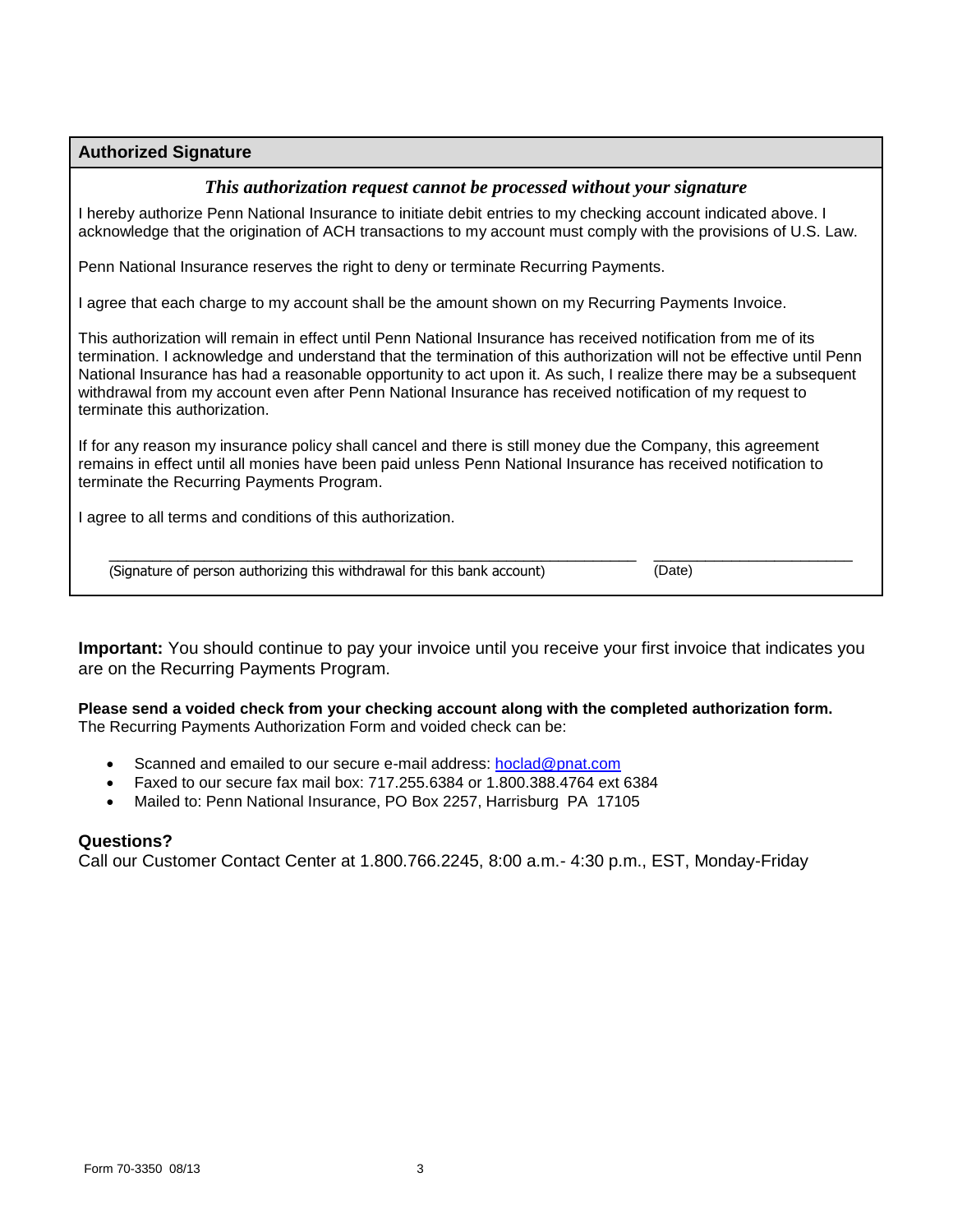## Authorized Signature

***This authorization request cannot be processed without your signature***

I hereby authorize Penn National Insurance to initiate debit entries to my checking account indicated above. I acknowledge that the origination of ACH transactions to my account must comply with the provisions of U.S. Law.

Penn National Insurance reserves the right to deny or terminate Recurring Payments.

I agree that each charge to my account shall be the amount shown on my Recurring Payments Invoice.

This authorization will remain in effect until Penn National Insurance has received notification from me of its termination. I acknowledge and understand that the termination of this authorization will not be effective until Penn National Insurance has had a reasonable opportunity to act upon it. As such, I realize there may be a subsequent withdrawal from my account even after Penn National Insurance has received notification of my request to terminate this authorization.

If for any reason my insurance policy shall cancel and there is still money due the Company, this agreement remains in effect until all monies have been paid unless Penn National Insurance has received notification to terminate the Recurring Payments Program.

I agree to all terms and conditions of this authorization.

_______________________________________________________________ ________________________

(Signature of person authorizing this withdrawal for this bank account) (Date)

**Important:** You should continue to pay your invoice until you receive your first invoice that indicates you are on the Recurring Payments Program.

**Please send a voided check from your checking account along with the completed authorization form.**
The Recurring Payments Authorization Form and voided check can be:

- Scanned and emailed to our secure e-mail address: hoclad@pnat.com
- Faxed to our secure fax mail box: 717.255.6384 or 1.800.388.4764 ext 6384
- Mailed to: Penn National Insurance, PO Box 2257, Harrisburg PA 17105

### Questions?

Call our Customer Contact Center at 1.800.766.2245, 8:00 a.m.- 4:30 p.m., EST, Monday-Friday

Form 70-3350 08/13